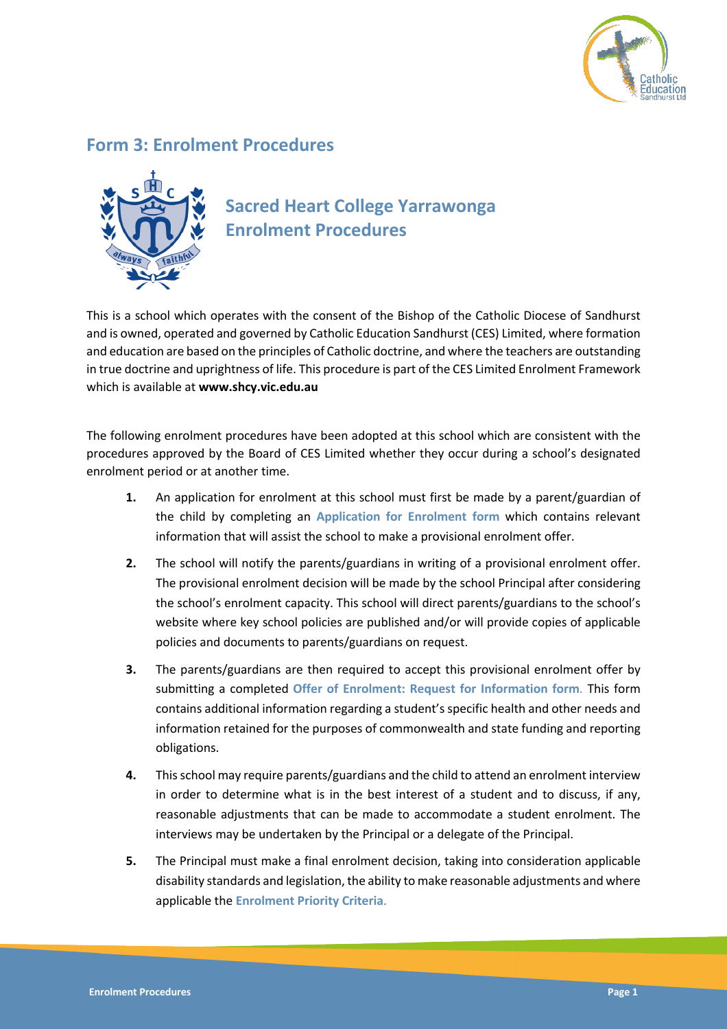## Form 3: Enrolment Procedures

# Sacred Heart College Yarrawonga Enrolment Procedures

This is a school which operates with the consent of the Bishop of the Catholic Diocese of Sandhurst and is owned, operated and governed by Catholic Education Sandhurst (CES) Limited, where formation and education are based on the principles of Catholic doctrine, and where the teachers are outstanding in true doctrine and uprightness of life. This procedure is part of the CES Limited Enrolment Framework which is available at **www.shcy.vic.edu.au**

The following enrolment procedures have been adopted at this school which are consistent with the procedures approved by the Board of CES Limited whether they occur during a school's designated enrolment period or at another time.

1. An application for enrolment at this school must first be made by a parent/guardian of the child by completing an **Application for Enrolment form** which contains relevant information that will assist the school to make a provisional enrolment offer.
2. The school will notify the parents/guardians in writing of a provisional enrolment offer. The provisional enrolment decision will be made by the school Principal after considering the school's enrolment capacity. This school will direct parents/guardians to the school's website where key school policies are published and/or will provide copies of applicable policies and documents to parents/guardians on request.
3. The parents/guardians are then required to accept this provisional enrolment offer by submitting a completed **Offer of Enrolment: Request for Information form**. This form contains additional information regarding a student's specific health and other needs and information retained for the purposes of commonwealth and state funding and reporting obligations.
4. This school may require parents/guardians and the child to attend an enrolment interview in order to determine what is in the best interest of a student and to discuss, if any, reasonable adjustments that can be made to accommodate a student enrolment. The interviews may be undertaken by the Principal or a delegate of the Principal.
5. The Principal must make a final enrolment decision, taking into consideration applicable disability standards and legislation, the ability to make reasonable adjustments and where applicable the **Enrolment Priority Criteria**.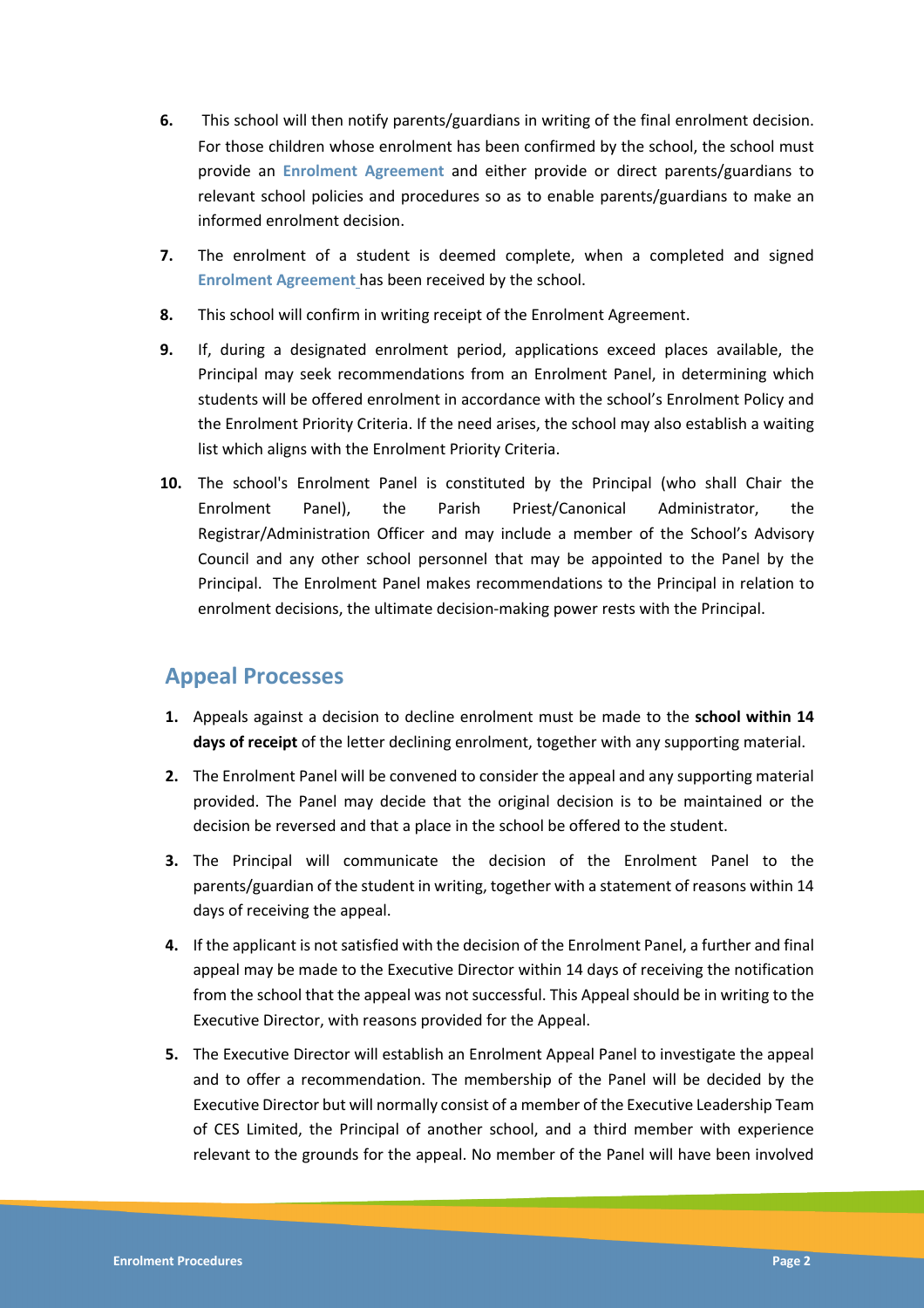6. This school will then notify parents/guardians in writing of the final enrolment decision. For those children whose enrolment has been confirmed by the school, the school must provide an **Enrolment Agreement** and either provide or direct parents/guardians to relevant school policies and procedures so as to enable parents/guardians to make an informed enrolment decision.

7. The enrolment of a student is deemed complete, when a completed and signed **Enrolment Agreement** has been received by the school.

8. This school will confirm in writing receipt of the Enrolment Agreement.

9. If, during a designated enrolment period, applications exceed places available, the Principal may seek recommendations from an Enrolment Panel, in determining which students will be offered enrolment in accordance with the school's Enrolment Policy and the Enrolment Priority Criteria. If the need arises, the school may also establish a waiting list which aligns with the Enrolment Priority Criteria.

10. The school's Enrolment Panel is constituted by the Principal (who shall Chair the Enrolment Panel), the Parish Priest/Canonical Administrator, the Registrar/Administration Officer and may include a member of the School's Advisory Council and any other school personnel that may be appointed to the Panel by the Principal. The Enrolment Panel makes recommendations to the Principal in relation to enrolment decisions, the ultimate decision-making power rests with the Principal.

## Appeal Processes

1. Appeals against a decision to decline enrolment must be made to the **school within 14 days of receipt** of the letter declining enrolment, together with any supporting material.

2. The Enrolment Panel will be convened to consider the appeal and any supporting material provided. The Panel may decide that the original decision is to be maintained or the decision be reversed and that a place in the school be offered to the student.

3. The Principal will communicate the decision of the Enrolment Panel to the parents/guardian of the student in writing, together with a statement of reasons within 14 days of receiving the appeal.

4. If the applicant is not satisfied with the decision of the Enrolment Panel, a further and final appeal may be made to the Executive Director within 14 days of receiving the notification from the school that the appeal was not successful. This Appeal should be in writing to the Executive Director, with reasons provided for the Appeal.

5. The Executive Director will establish an Enrolment Appeal Panel to investigate the appeal and to offer a recommendation. The membership of the Panel will be decided by the Executive Director but will normally consist of a member of the Executive Leadership Team of CES Limited, the Principal of another school, and a third member with experience relevant to the grounds for the appeal. No member of the Panel will have been involved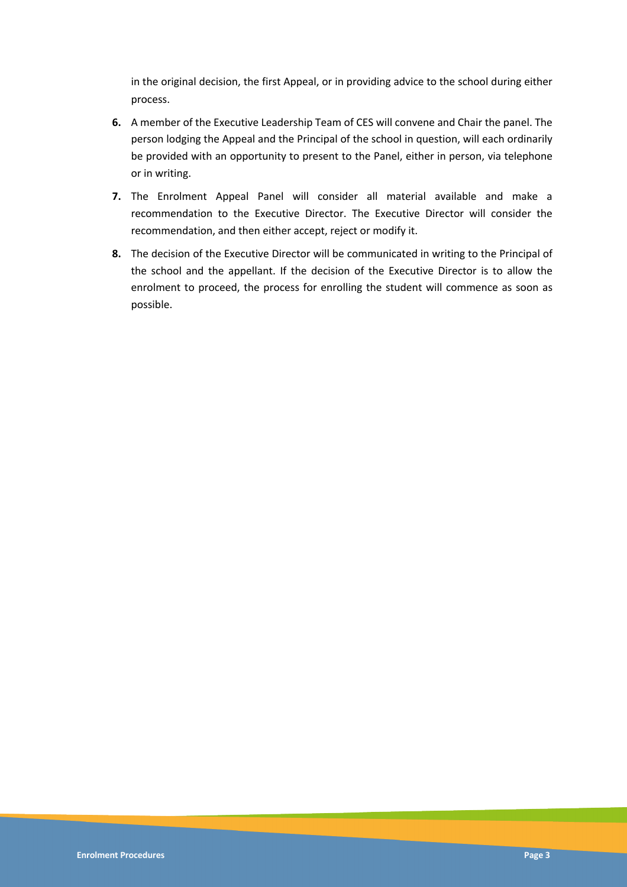in the original decision, the first Appeal, or in providing advice to the school during either process.

6. A member of the Executive Leadership Team of CES will convene and Chair the panel. The person lodging the Appeal and the Principal of the school in question, will each ordinarily be provided with an opportunity to present to the Panel, either in person, via telephone or in writing.

7. The Enrolment Appeal Panel will consider all material available and make a recommendation to the Executive Director. The Executive Director will consider the recommendation, and then either accept, reject or modify it.

8. The decision of the Executive Director will be communicated in writing to the Principal of the school and the appellant. If the decision of the Executive Director is to allow the enrolment to proceed, the process for enrolling the student will commence as soon as possible.